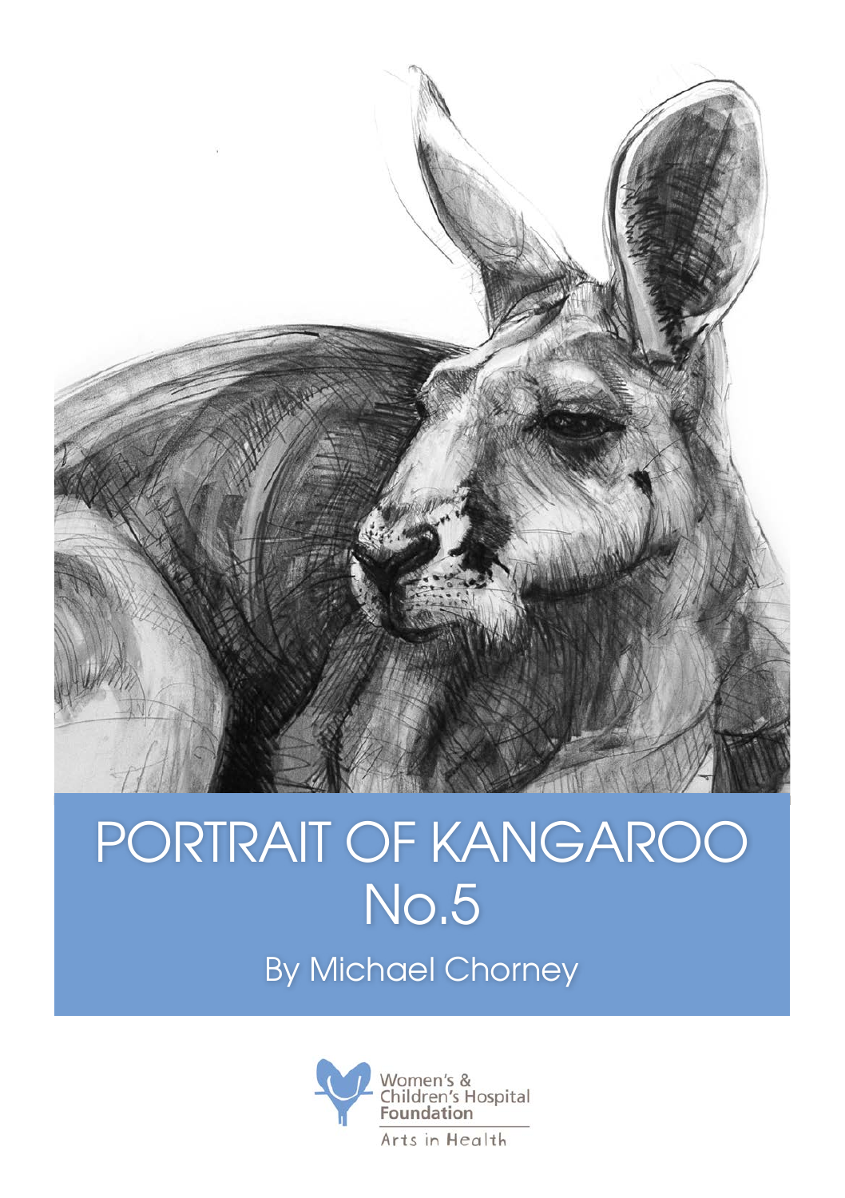# PORTRAIT OF KANGAROO No.5

By Michael Chorney

Women's & Children's Hospital Foundation

Arts in Health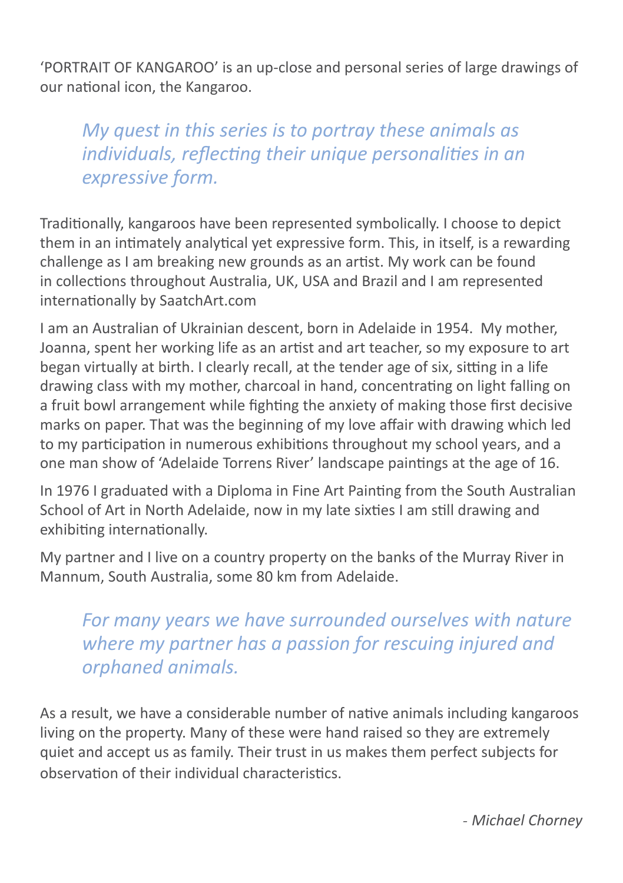'PORTRAIT OF KANGAROO' is an up-close and personal series of large drawings of our national icon, the Kangaroo.

> *My quest in this series is to portray these animals as individuals, reflecting their unique personalities in an expressive form.*

Traditionally, kangaroos have been represented symbolically. I choose to depict them in an intimately analytical yet expressive form. This, in itself, is a rewarding challenge as I am breaking new grounds as an artist. My work can be found in collections throughout Australia, UK, USA and Brazil and I am represented internationally by SaatchArt.com

I am an Australian of Ukrainian descent, born in Adelaide in 1954. My mother, Joanna, spent her working life as an artist and art teacher, so my exposure to art began virtually at birth. I clearly recall, at the tender age of six, sitting in a life drawing class with my mother, charcoal in hand, concentrating on light falling on a fruit bowl arrangement while fighting the anxiety of making those first decisive marks on paper. That was the beginning of my love affair with drawing which led to my participation in numerous exhibitions throughout my school years, and a one man show of 'Adelaide Torrens River' landscape paintings at the age of 16.

In 1976 I graduated with a Diploma in Fine Art Painting from the South Australian School of Art in North Adelaide, now in my late sixties I am still drawing and exhibiting internationally.

My partner and I live on a country property on the banks of the Murray River in Mannum, South Australia, some 80 km from Adelaide.

> *For many years we have surrounded ourselves with nature where my partner has a passion for rescuing injured and orphaned animals.*

As a result, we have a considerable number of native animals including kangaroos living on the property. Many of these were hand raised so they are extremely quiet and accept us as family. Their trust in us makes them perfect subjects for observation of their individual characteristics.

*- Michael Chorney*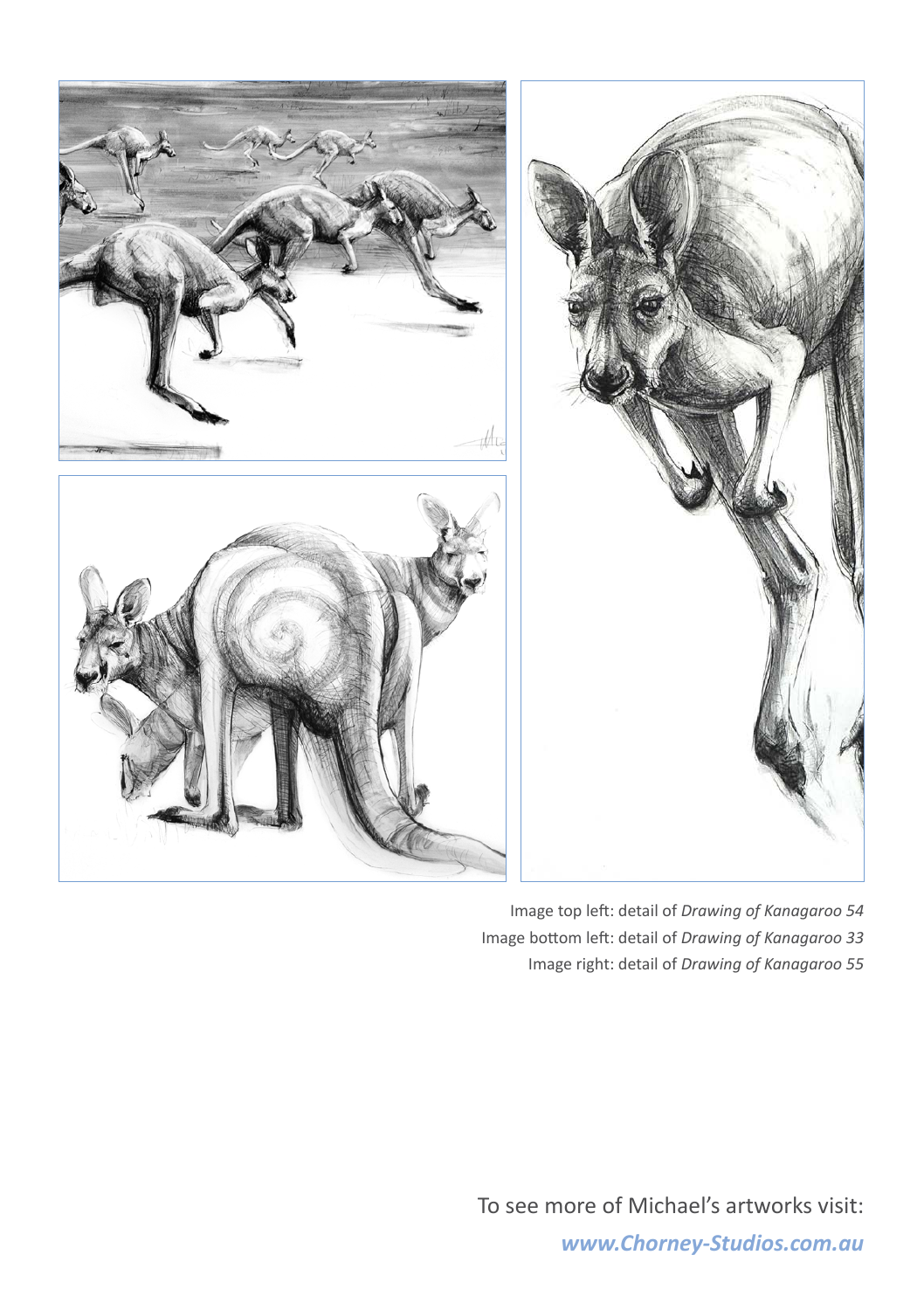Image top left: detail of *Drawing of Kanagaroo 54*
Image bottom left: detail of *Drawing of Kanagaroo 33*
Image right: detail of *Drawing of Kanagaroo 55*

To see more of Michael's artworks visit:

***www.Chorney-Studios.com.au***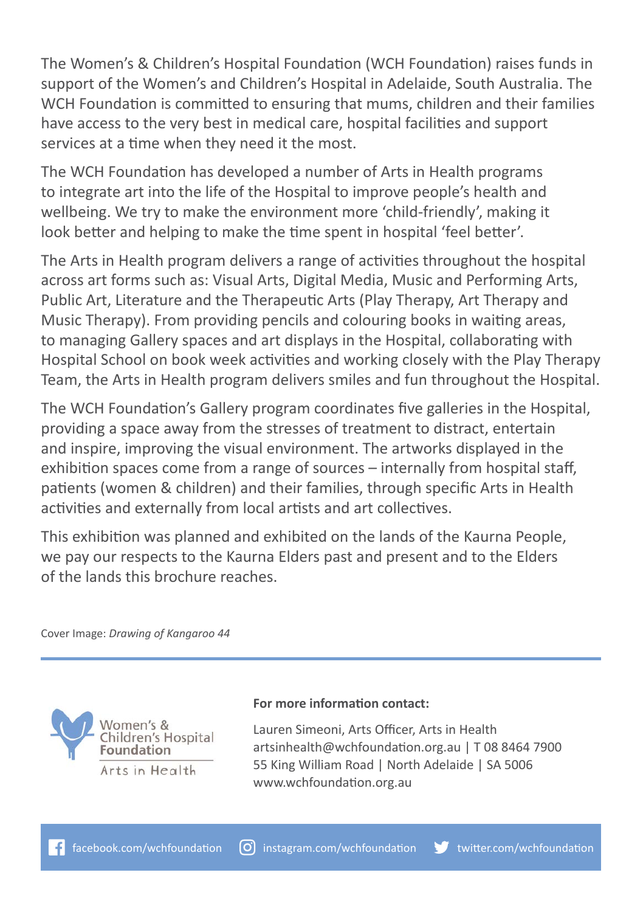The Women's & Children's Hospital Foundation (WCH Foundation) raises funds in support of the Women's and Children's Hospital in Adelaide, South Australia. The WCH Foundation is committed to ensuring that mums, children and their families have access to the very best in medical care, hospital facilities and support services at a time when they need it the most.

The WCH Foundation has developed a number of Arts in Health programs to integrate art into the life of the Hospital to improve people's health and wellbeing. We try to make the environment more 'child-friendly', making it look better and helping to make the time spent in hospital 'feel better'.

The Arts in Health program delivers a range of activities throughout the hospital across art forms such as: Visual Arts, Digital Media, Music and Performing Arts, Public Art, Literature and the Therapeutic Arts (Play Therapy, Art Therapy and Music Therapy). From providing pencils and colouring books in waiting areas, to managing Gallery spaces and art displays in the Hospital, collaborating with Hospital School on book week activities and working closely with the Play Therapy Team, the Arts in Health program delivers smiles and fun throughout the Hospital.

The WCH Foundation's Gallery program coordinates five galleries in the Hospital, providing a space away from the stresses of treatment to distract, entertain and inspire, improving the visual environment. The artworks displayed in the exhibition spaces come from a range of sources – internally from hospital staff, patients (women & children) and their families, through specific Arts in Health activities and externally from local artists and art collectives.

This exhibition was planned and exhibited on the lands of the Kaurna People, we pay our respects to the Kaurna Elders past and present and to the Elders of the lands this brochure reaches.

Cover Image: *Drawing of Kangaroo 44*

Women's & Children's Hospital **Foundation**
Arts in Health

**For more information contact:**

Lauren Simeoni, Arts Officer, Arts in Health
artsinhealth@wchfoundation.org.au | T 08 8464 7900
55 King William Road | North Adelaide | SA 5006
www.wchfoundation.org.au

facebook.com/wchfoundation  instagram.com/wchfoundation  twitter.com/wchfoundation